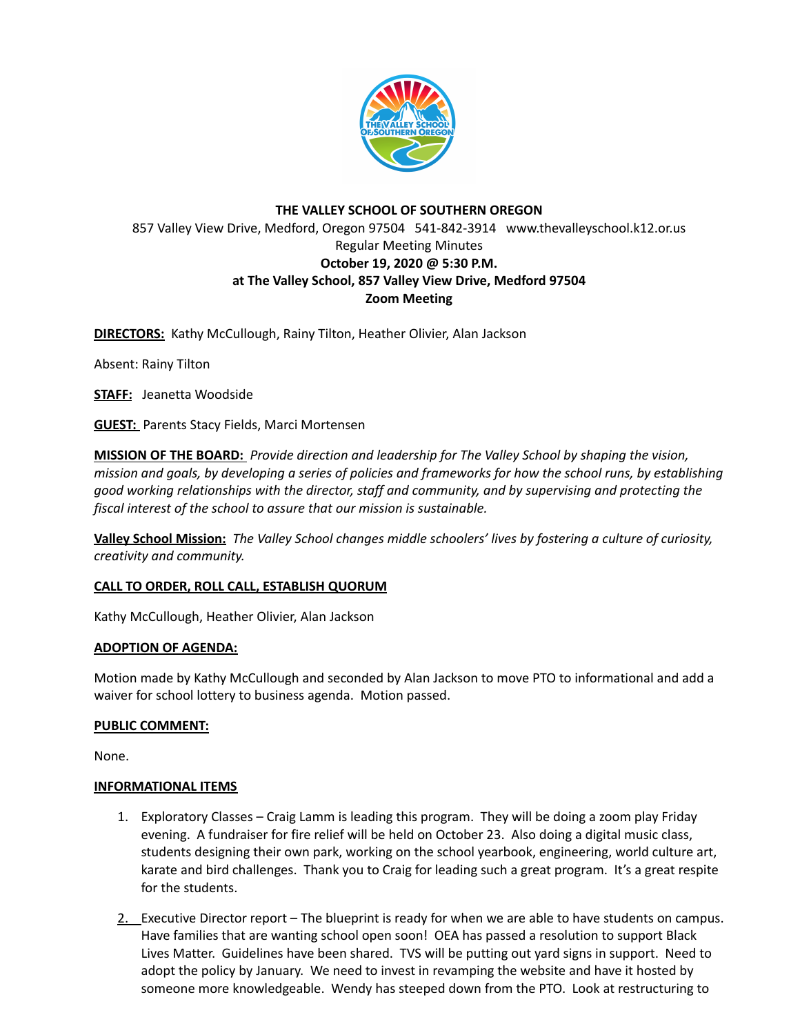**THE VALLEY SCHOOL OF SOUTHERN OREGON**

857 Valley View Drive, Medford, Oregon 97504 541-842-3914 www.thevalleyschool.k12.or.us

Regular Meeting Minutes

**October 19, 2020 @ 5:30 P.M.**

**at The Valley School, 857 Valley View Drive, Medford 97504**

**Zoom Meeting**

**DIRECTORS:** Kathy McCullough, Rainy Tilton, Heather Olivier, Alan Jackson

Absent: Rainy Tilton

**STAFF:** Jeanetta Woodside

**GUEST:** Parents Stacy Fields, Marci Mortensen

**MISSION OF THE BOARD:** *Provide direction and leadership for The Valley School by shaping the vision, mission and goals, by developing a series of policies and frameworks for how the school runs, by establishing good working relationships with the director, staff and community, and by supervising and protecting the fiscal interest of the school to assure that our mission is sustainable.*

**Valley School Mission:** *The Valley School changes middle schoolers' lives by fostering a culture of curiosity, creativity and community.*

**CALL TO ORDER, ROLL CALL, ESTABLISH QUORUM**

Kathy McCullough, Heather Olivier, Alan Jackson

**ADOPTION OF AGENDA:**

Motion made by Kathy McCullough and seconded by Alan Jackson to move PTO to informational and add a waiver for school lottery to business agenda. Motion passed.

**PUBLIC COMMENT:**

None.

**INFORMATIONAL ITEMS**

1. Exploratory Classes – Craig Lamm is leading this program. They will be doing a zoom play Friday evening. A fundraiser for fire relief will be held on October 23. Also doing a digital music class, students designing their own park, working on the school yearbook, engineering, world culture art, karate and bird challenges. Thank you to Craig for leading such a great program. It's a great respite for the students.
2. Executive Director report – The blueprint is ready for when we are able to have students on campus. Have families that are wanting school open soon! OEA has passed a resolution to support Black Lives Matter. Guidelines have been shared. TVS will be putting out yard signs in support. Need to adopt the policy by January. We need to invest in revamping the website and have it hosted by someone more knowledgeable. Wendy has steeped down from the PTO. Look at restructuring to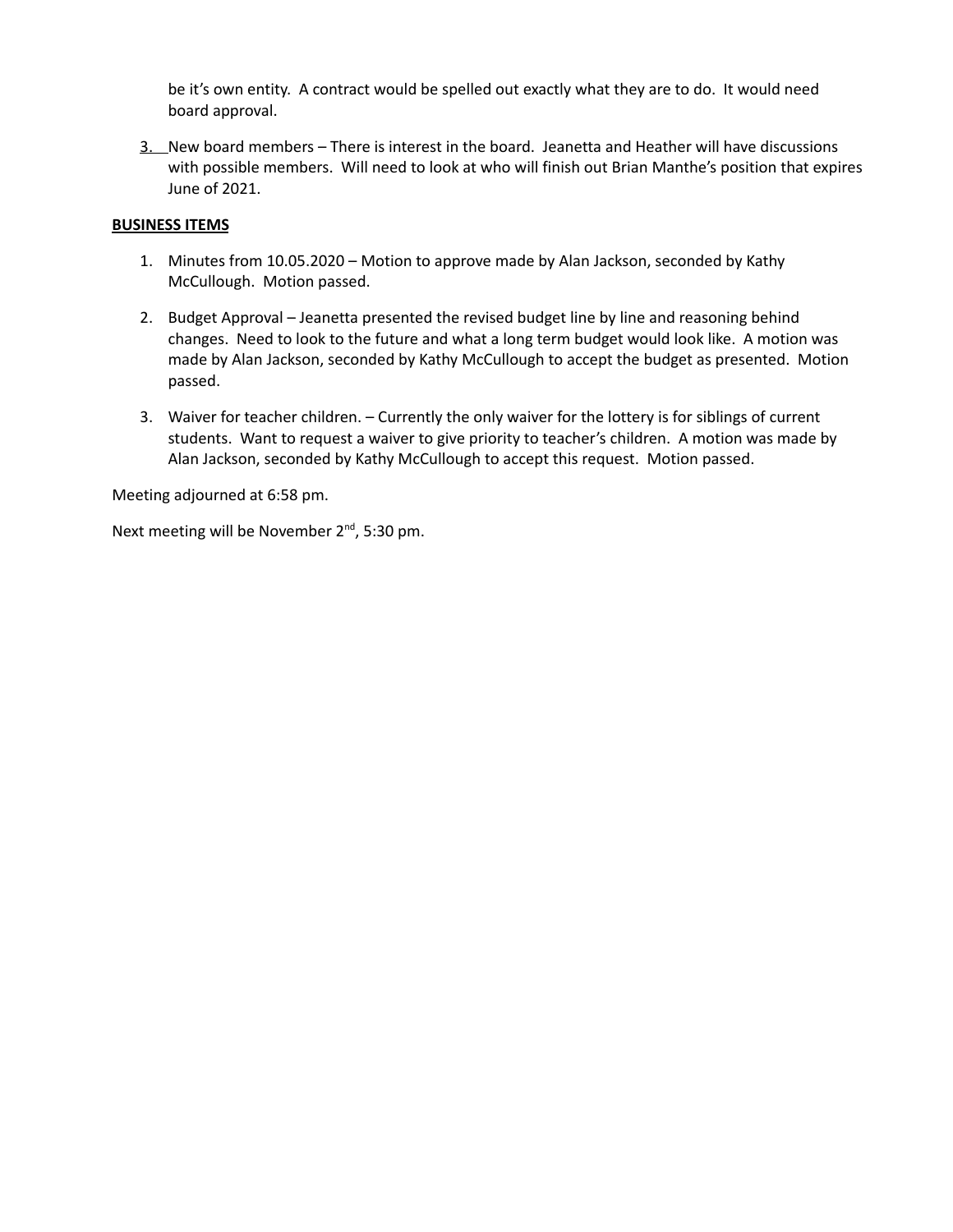be it's own entity. A contract would be spelled out exactly what they are to do. It would need board approval.

3. New board members – There is interest in the board. Jeanetta and Heather will have discussions with possible members. Will need to look at who will finish out Brian Manthe's position that expires June of 2021.

**BUSINESS ITEMS**

1. Minutes from 10.05.2020 – Motion to approve made by Alan Jackson, seconded by Kathy McCullough. Motion passed.
2. Budget Approval – Jeanetta presented the revised budget line by line and reasoning behind changes. Need to look to the future and what a long term budget would look like. A motion was made by Alan Jackson, seconded by Kathy McCullough to accept the budget as presented. Motion passed.
3. Waiver for teacher children. – Currently the only waiver for the lottery is for siblings of current students. Want to request a waiver to give priority to teacher's children. A motion was made by Alan Jackson, seconded by Kathy McCullough to accept this request. Motion passed.

Meeting adjourned at 6:58 pm.

Next meeting will be November 2nd, 5:30 pm.